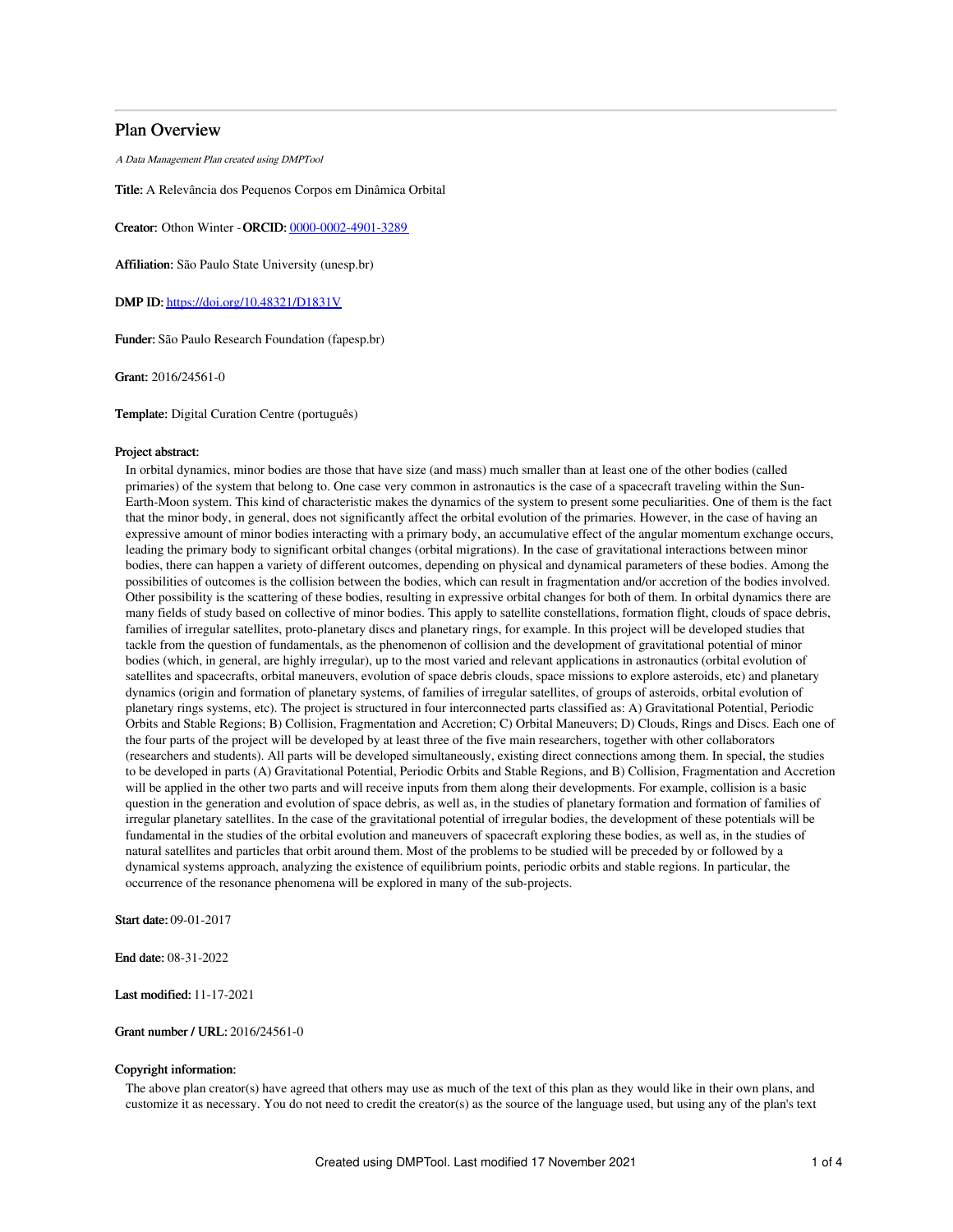# Plan Overview

*A Data Management Plan created using DMPTool*

**Title:** A Relevância dos Pequenos Corpos em Dinâmica Orbital

**Creator:** Othon Winter -**ORCID:** 0000-0002-4901-3289

**Affiliation:** São Paulo State University (unesp.br)

**DMP ID:** https://doi.org/10.48321/D1831V

**Funder:** São Paulo Research Foundation (fapesp.br)

**Grant:** 2016/24561-0

**Template:** Digital Curation Centre (português)

**Project abstract:**

In orbital dynamics, minor bodies are those that have size (and mass) much smaller than at least one of the other bodies (called primaries) of the system that belong to. One case very common in astronautics is the case of a spacecraft traveling within the Sun-Earth-Moon system. This kind of characteristic makes the dynamics of the system to present some peculiarities. One of them is the fact that the minor body, in general, does not significantly affect the orbital evolution of the primaries. However, in the case of having an expressive amount of minor bodies interacting with a primary body, an accumulative effect of the angular momentum exchange occurs, leading the primary body to significant orbital changes (orbital migrations). In the case of gravitational interactions between minor bodies, there can happen a variety of different outcomes, depending on physical and dynamical parameters of these bodies. Among the possibilities of outcomes is the collision between the bodies, which can result in fragmentation and/or accretion of the bodies involved. Other possibility is the scattering of these bodies, resulting in expressive orbital changes for both of them. In orbital dynamics there are many fields of study based on collective of minor bodies. This apply to satellite constellations, formation flight, clouds of space debris, families of irregular satellites, proto-planetary discs and planetary rings, for example. In this project will be developed studies that tackle from the question of fundamentals, as the phenomenon of collision and the development of gravitational potential of minor bodies (which, in general, are highly irregular), up to the most varied and relevant applications in astronautics (orbital evolution of satellites and spacecrafts, orbital maneuvers, evolution of space debris clouds, space missions to explore asteroids, etc) and planetary dynamics (origin and formation of planetary systems, of families of irregular satellites, of groups of asteroids, orbital evolution of planetary rings systems, etc). The project is structured in four interconnected parts classified as: A) Gravitational Potential, Periodic Orbits and Stable Regions; B) Collision, Fragmentation and Accretion; C) Orbital Maneuvers; D) Clouds, Rings and Discs. Each one of the four parts of the project will be developed by at least three of the five main researchers, together with other collaborators (researchers and students). All parts will be developed simultaneously, existing direct connections among them. In special, the studies to be developed in parts (A) Gravitational Potential, Periodic Orbits and Stable Regions, and B) Collision, Fragmentation and Accretion will be applied in the other two parts and will receive inputs from them along their developments. For example, collision is a basic question in the generation and evolution of space debris, as well as, in the studies of planetary formation and formation of families of irregular planetary satellites. In the case of the gravitational potential of irregular bodies, the development of these potentials will be fundamental in the studies of the orbital evolution and maneuvers of spacecraft exploring these bodies, as well as, in the studies of natural satellites and particles that orbit around them. Most of the problems to be studied will be preceded by or followed by a dynamical systems approach, analyzing the existence of equilibrium points, periodic orbits and stable regions. In particular, the occurrence of the resonance phenomena will be explored in many of the sub-projects.

**Start date:** 09-01-2017

**End date:** 08-31-2022

**Last modified:** 11-17-2021

**Grant number / URL:** 2016/24561-0

**Copyright information:**

The above plan creator(s) have agreed that others may use as much of the text of this plan as they would like in their own plans, and customize it as necessary. You do not need to credit the creator(s) as the source of the language used, but using any of the plan's text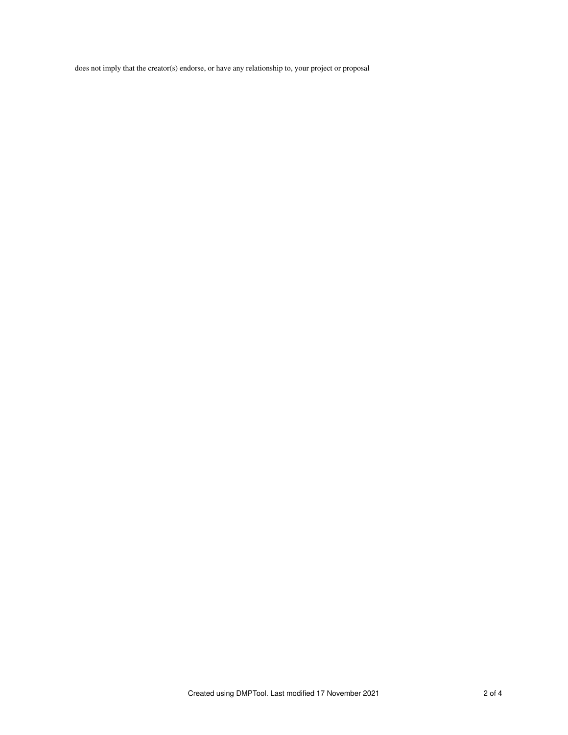does not imply that the creator(s) endorse, or have any relationship to, your project or proposal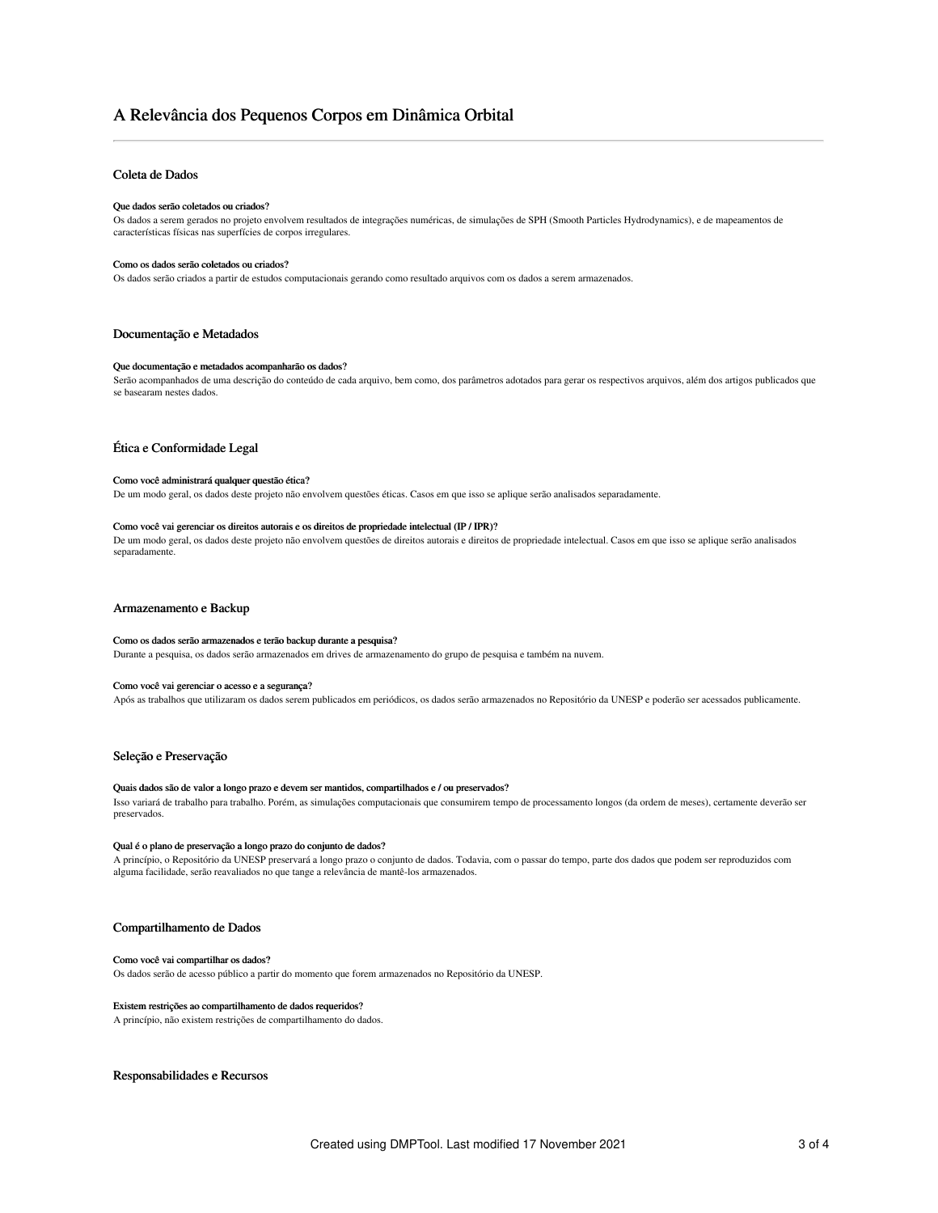# A Relevância dos Pequenos Corpos em Dinâmica Orbital

## Coleta de Dados

**Que dados serão coletados ou criados?**

Os dados a serem gerados no projeto envolvem resultados de integrações numéricas, de simulações de SPH (Smooth Particles Hydrodynamics), e de mapeamentos de características físicas nas superfícies de corpos irregulares.

**Como os dados serão coletados ou criados?**

Os dados serão criados a partir de estudos computacionais gerando como resultado arquivos com os dados a serem armazenados.

## Documentação e Metadados

**Que documentação e metadados acompanharão os dados?**

Serão acompanhados de uma descrição do conteúdo de cada arquivo, bem como, dos parâmetros adotados para gerar os respectivos arquivos, além dos artigos publicados que se basearam nestes dados.

## Ética e Conformidade Legal

**Como você administrará qualquer questão ética?**

De um modo geral, os dados deste projeto não envolvem questões éticas. Casos em que isso se aplique serão analisados separadamente.

**Como você vai gerenciar os direitos autorais e os direitos de propriedade intelectual (IP / IPR)?**

De um modo geral, os dados deste projeto não envolvem questões de direitos autorais e direitos de propriedade intelectual. Casos em que isso se aplique serão analisados separadamente.

## Armazenamento e Backup

**Como os dados serão armazenados e terão backup durante a pesquisa?**

Durante a pesquisa, os dados serão armazenados em drives de armazenamento do grupo de pesquisa e também na nuvem.

**Como você vai gerenciar o acesso e a segurança?**

Após as trabalhos que utilizaram os dados serem publicados em periódicos, os dados serão armazenados no Repositório da UNESP e poderão ser acessados publicamente.

## Seleção e Preservação

**Quais dados são de valor a longo prazo e devem ser mantidos, compartilhados e / ou preservados?**

Isso variará de trabalho para trabalho. Porém, as simulações computacionais que consumirem tempo de processamento longos (da ordem de meses), certamente deverão ser preservados.

**Qual é o plano de preservação a longo prazo do conjunto de dados?**

A princípio, o Repositório da UNESP preservará a longo prazo o conjunto de dados. Todavia, com o passar do tempo, parte dos dados que podem ser reproduzidos com alguma facilidade, serão reavaliados no que tange a relevância de mantê-los armazenados.

## Compartilhamento de Dados

**Como você vai compartilhar os dados?**

Os dados serão de acesso público a partir do momento que forem armazenados no Repositório da UNESP.

**Existem restrições ao compartilhamento de dados requeridos?**

A princípio, não existem restrições de compartilhamento do dados.

## Responsabilidades e Recursos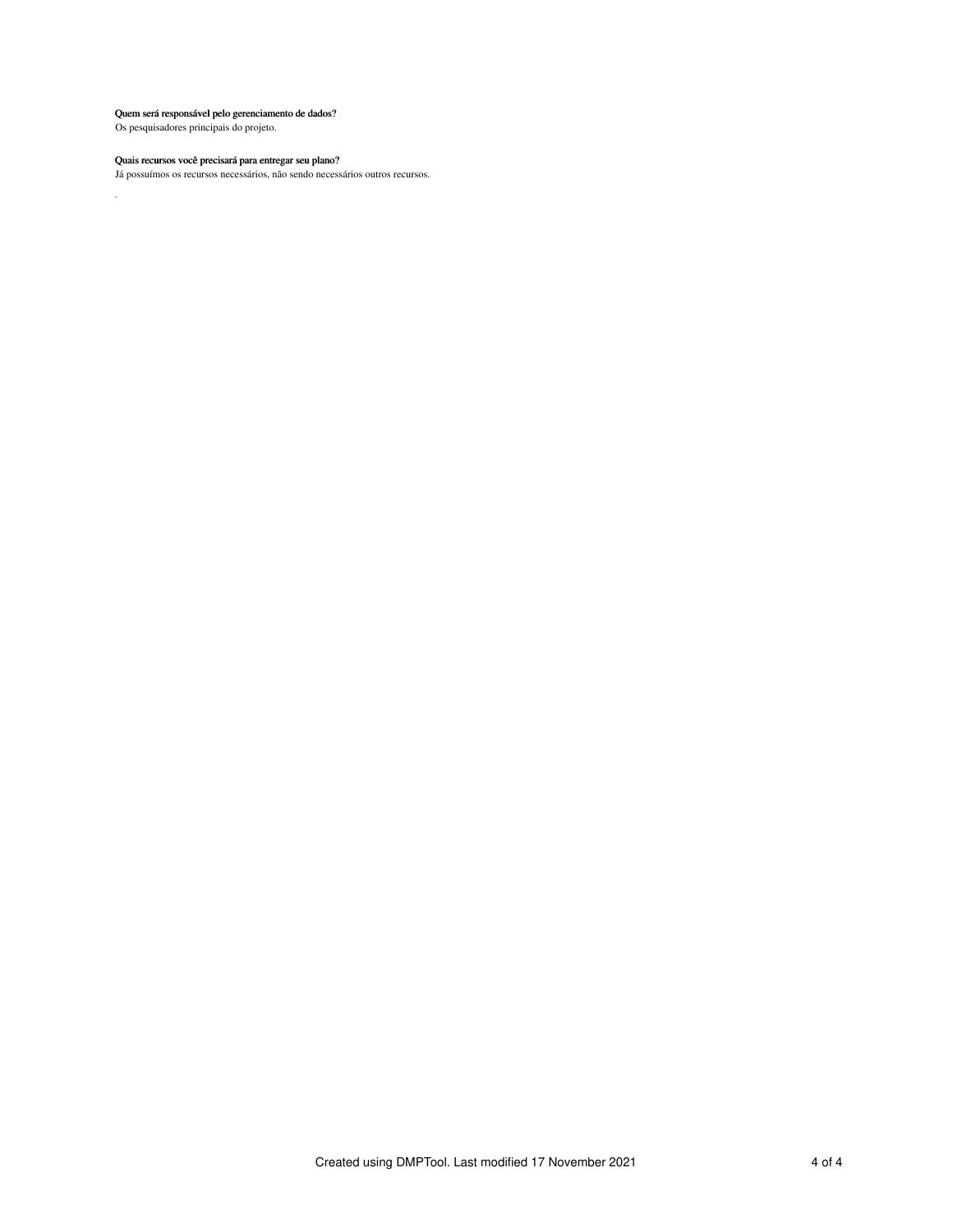**Quem será responsável pelo gerenciamento de dados?**
Os pesquisadores principais do projeto.

**Quais recursos você precisará para entregar seu plano?**
Já possuímos os recursos necessários, não sendo necessários outros recursos.